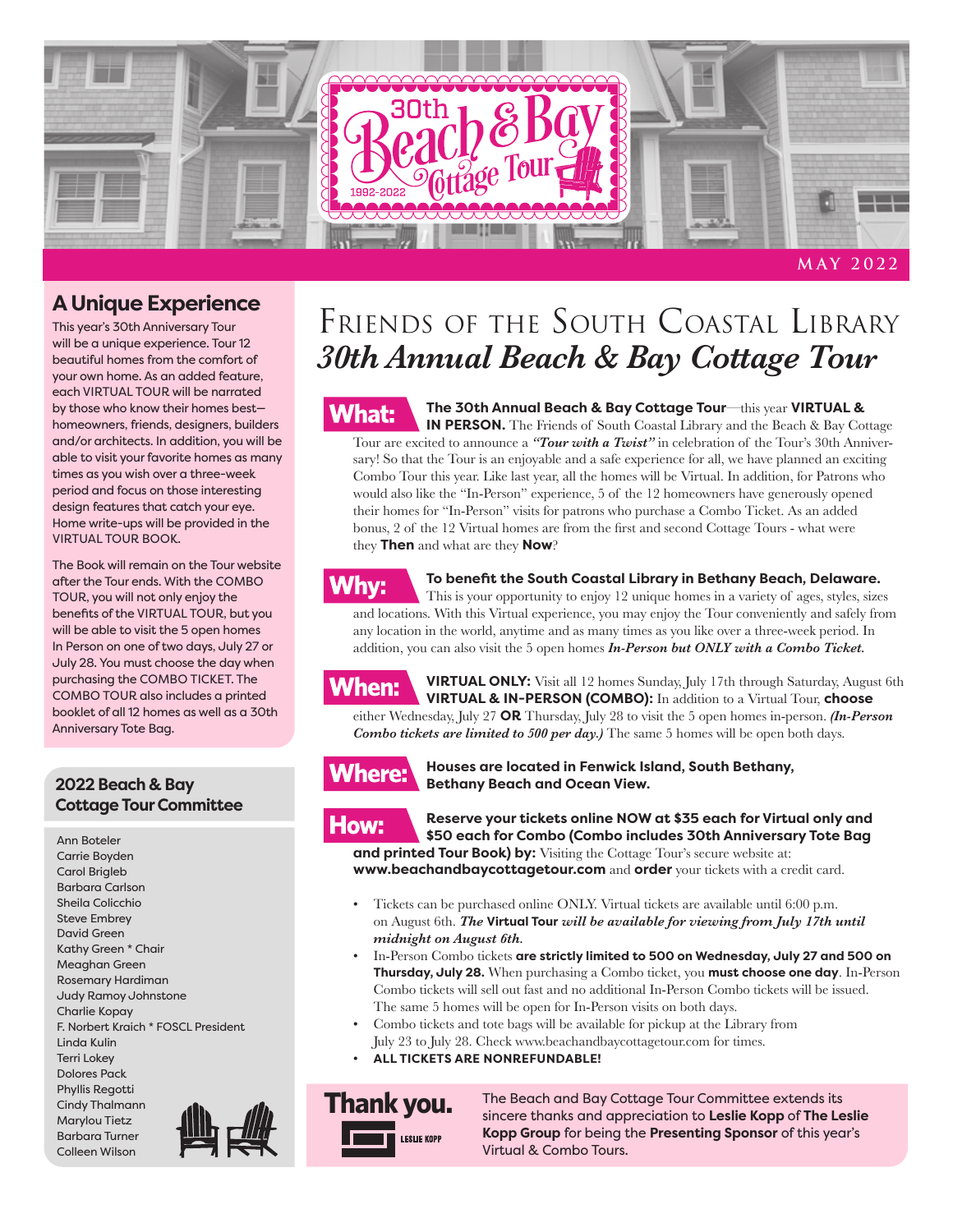30th Beach & Bay Cottage Tour 1992-2022

MAY 2022

# Friends of the South Coastal Library
# *30th Annual Beach & Bay Cottage Tour*

**What:** **The 30th Annual Beach & Bay Cottage Tour**—this year **VIRTUAL & IN PERSON.** The Friends of South Coastal Library and the Beach & Bay Cottage Tour are excited to announce a ***"Tour with a Twist"*** in celebration of the Tour's 30th Anniversary! So that the Tour is an enjoyable and a safe experience for all, we have planned an exciting Combo Tour this year. Like last year, all the homes will be Virtual. In addition, for Patrons who would also like the "In-Person" experience, 5 of the 12 homeowners have generously opened their homes for "In-Person" visits for patrons who purchase a Combo Ticket. As an added bonus, 2 of the 12 Virtual homes are from the first and second Cottage Tours - what were they **Then** and what are they **Now**?

**Why:** **To benefit the South Coastal Library in Bethany Beach, Delaware.** This is your opportunity to enjoy 12 unique homes in a variety of ages, styles, sizes and locations. With this Virtual experience, you may enjoy the Tour conveniently and safely from any location in the world, anytime and as many times as you like over a three-week period. In addition, you can also visit the 5 open homes ***In-Person but ONLY with a Combo Ticket.***

**When:** **VIRTUAL ONLY:** Visit all 12 homes Sunday, July 17th through Saturday, August 6th **VIRTUAL & IN-PERSON (COMBO):** In addition to a Virtual Tour, **choose** either Wednesday, July 27 **OR** Thursday, July 28 to visit the 5 open homes in-person. ***(In-Person Combo tickets are limited to 500 per day.)*** The same 5 homes will be open both days.

**Where:** **Houses are located in Fenwick Island, South Bethany, Bethany Beach and Ocean View.**

**How:** **Reserve your tickets online NOW at $35 each for Virtual only and $50 each for Combo (Combo includes 30th Anniversary Tote Bag and printed Tour Book) by:** Visiting the Cottage Tour's secure website at: **www.beachandbaycottagetour.com** and **order** your tickets with a credit card.

- Tickets can be purchased online ONLY. Virtual tickets are available until 6:00 p.m. on August 6th. ***The* Virtual Tour *will be available for viewing from July 17th until midnight on August 6th.***
- In-Person Combo tickets **are strictly limited to 500 on Wednesday, July 27 and 500 on Thursday, July 28.** When purchasing a Combo ticket, you **must choose one day**. In-Person Combo tickets will sell out fast and no additional In-Person Combo tickets will be issued. The same 5 homes will be open for In-Person visits on both days.
- Combo tickets and tote bags will be available for pickup at the Library from July 23 to July 28. Check www.beachandbaycottagetour.com for times.
- **ALL TICKETS ARE NONREFUNDABLE!**

## A Unique Experience

This year's 30th Anniversary Tour will be a unique experience. Tour 12 beautiful homes from the comfort of your own home. As an added feature, each VIRTUAL TOUR will be narrated by those who know their homes best—homeowners, friends, designers, builders and/or architects. In addition, you will be able to visit your favorite homes as many times as you wish over a three-week period and focus on those interesting design features that catch your eye. Home write-ups will be provided in the VIRTUAL TOUR BOOK.

The Book will remain on the Tour website after the Tour ends. With the COMBO TOUR, you will not only enjoy the benefits of the VIRTUAL TOUR, but you will be able to visit the 5 open homes In Person on one of two days, July 27 or July 28. You must choose the day when purchasing the COMBO TICKET. The COMBO TOUR also includes a printed booklet of all 12 homes as well as a 30th Anniversary Tote Bag.

## 2022 Beach & Bay Cottage Tour Committee

Ann Boteler
Carrie Boyden
Carol Brigleb
Barbara Carlson
Sheila Colicchio
Steve Embrey
David Green
Kathy Green * Chair
Meaghan Green
Rosemary Hardiman
Judy Ramoy Johnstone
Charlie Kopay
F. Norbert Kraich * FOSCL President
Linda Kulin
Terri Lokey
Dolores Pack
Phyllis Regotti
Cindy Thalmann
Marylou Tietz
Barbara Turner
Colleen Wilson

## Thank you.

LESLIE KOPP

The Beach and Bay Cottage Tour Committee extends its sincere thanks and appreciation to **Leslie Kopp** of **The Leslie Kopp Group** for being the **Presenting Sponsor** of this year's Virtual & Combo Tours.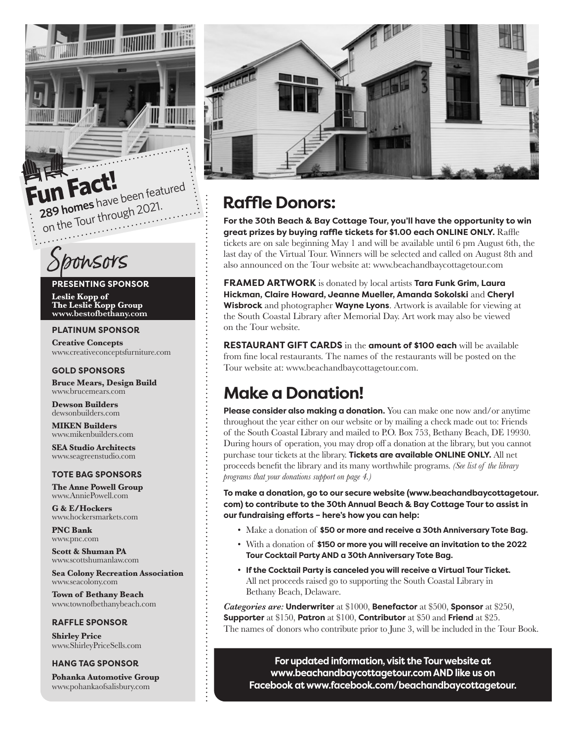**Fun Fact!**

**289 homes** have been featured on the Tour through 2021.

## Sponsors

**PRESENTING SPONSOR**

**Leslie Kopp of The Leslie Kopp Group**
**www.bestofbethany.com**

**PLATINUM SPONSOR**

**Creative Concepts**
www.creativeconceptsfurniture.com

**GOLD SPONSORS**

**Bruce Mears, Design Build**
www.brucemears.com

**Dewson Builders**
dewsonbuilders.com

**MIKEN Builders**
www.mikenbuilders.com

**SEA Studio Architects**
www.seagreenstudio.com

**TOTE BAG SPONSORS**

**The Anne Powell Group**
www.AnniePowell.com

**G & E/Hockers**
www.hockersmarkets.com

**PNC Bank**
www.pnc.com

**Scott & Shuman PA**
www.scottshumanlaw.com

**Sea Colony Recreation Association**
www.seacolony.com

**Town of Bethany Beach**
www.townofbethanybeach.com

**RAFFLE SPONSOR**

**Shirley Price**
www.ShirleyPriceSells.com

**HANG TAG SPONSOR**

**Pohanka Automotive Group**
www.pohankaofsalisbury.com

## Raffle Donors:

**For the 30th Beach & Bay Cottage Tour, you'll have the opportunity to win great prizes by buying raffle tickets for $1.00 each ONLINE ONLY.** Raffle tickets are on sale beginning May 1 and will be available until 6 pm August 6th, the last day of the Virtual Tour. Winners will be selected and called on August 8th and also announced on the Tour website at: www.beachandbaycottagetour.com

**FRAMED ARTWORK** is donated by local artists **Tara Funk Grim, Laura Hickman, Claire Howard, Jeanne Mueller, Amanda Sokolski** and **Cheryl Wisbrock** and photographer **Wayne Lyons**. Artwork is available for viewing at the South Coastal Library after Memorial Day. Art work may also be viewed on the Tour website.

**RESTAURANT GIFT CARDS** in the **amount of $100 each** will be available from fine local restaurants. The names of the restaurants will be posted on the Tour website at: www.beachandbaycottagetour.com.

## Make a Donation!

**Please consider also making a donation.** You can make one now and/or anytime throughout the year either on our website or by mailing a check made out to: Friends of the South Coastal Library and mailed to P.O. Box 753, Bethany Beach, DE 19930. During hours of operation, you may drop off a donation at the library, but you cannot purchase tour tickets at the library. **Tickets are available ONLINE ONLY.** All net proceeds benefit the library and its many worthwhile programs. *(See list of the library programs that your donations support on page 4.)*

**To make a donation, go to our secure website (www.beachandbaycottagetour.com) to contribute to the 30th Annual Beach & Bay Cottage Tour to assist in our fundraising efforts – here's how you can help:**

- Make a donation of **$50 or more and receive a 30th Anniversary Tote Bag.**
- With a donation of **$150 or more you will receive an invitation to the 2022 Tour Cocktail Party AND a 30th Anniversary Tote Bag.**
- **If the Cocktail Party is canceled you will receive a Virtual Tour Ticket.** All net proceeds raised go to supporting the South Coastal Library in Bethany Beach, Delaware.

***Categories are:*** **Underwriter** at $1000, **Benefactor** at $500, **Sponsor** at $250, **Supporter** at $150, **Patron** at $100, **Contributor** at $50 and **Friend** at $25. The names of donors who contribute prior to June 3, will be included in the Tour Book.

**For updated information, visit the Tour website at www.beachandbaycottagetour.com AND like us on Facebook at www.facebook.com/beachandbaycottagetour.**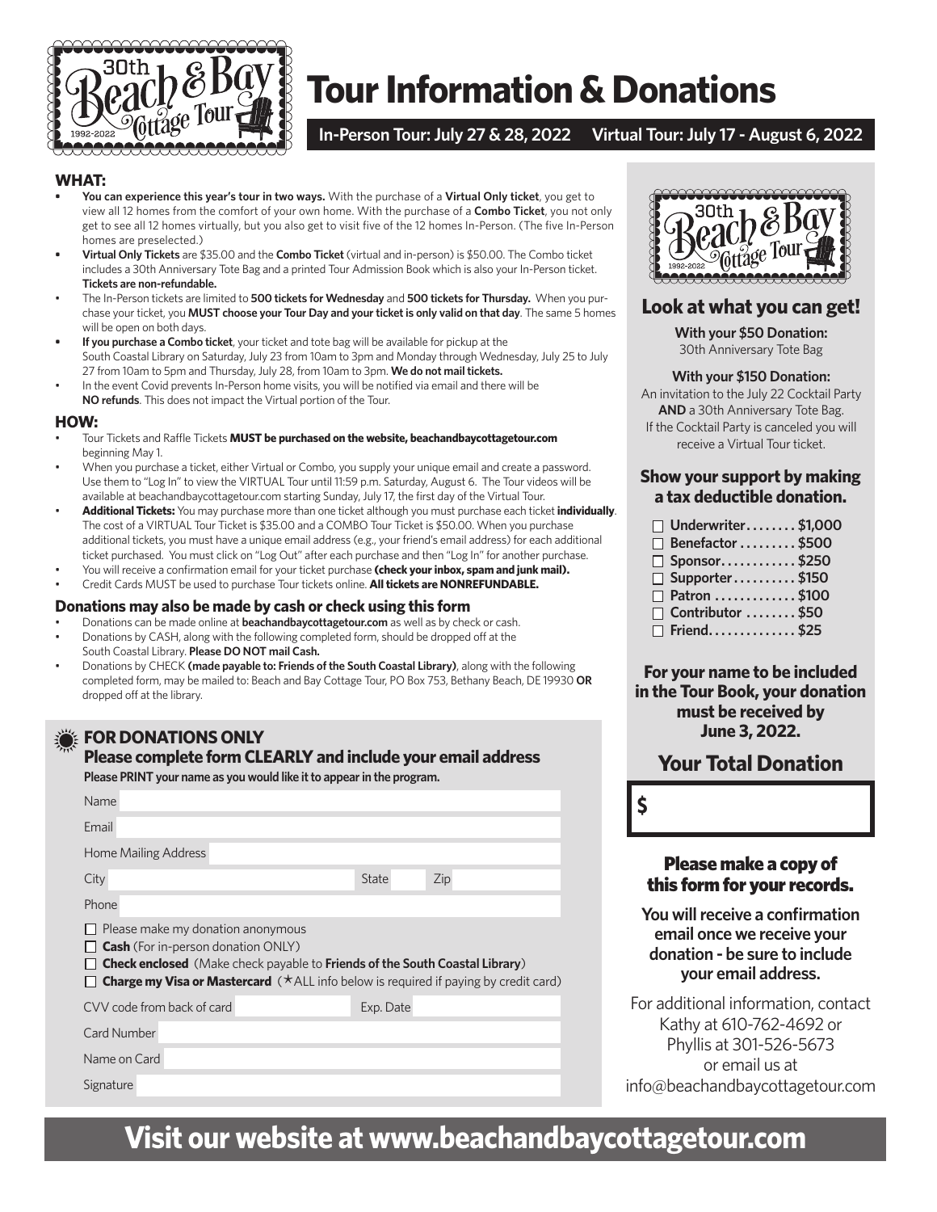# Tour Information & Donations

**In-Person Tour: July 27 & 28, 2022 Virtual Tour: July 17 - August 6, 2022**

### WHAT:

- **You can experience this year's tour in two ways.** With the purchase of a **Virtual Only ticket**, you get to view all 12 homes from the comfort of your own home. With the purchase of a **Combo Ticket**, you not only get to see all 12 homes virtually, but you also get to visit five of the 12 homes In-Person. (The five In-Person homes are preselected.)
- **Virtual Only Tickets** are $35.00 and the **Combo Ticket** (virtual and in-person) is $50.00. The Combo ticket includes a 30th Anniversary Tote Bag and a printed Tour Admission Book which is also your In-Person ticket. **Tickets are non-refundable.**
- The In-Person tickets are limited to **500 tickets for Wednesday** and **500 tickets for Thursday.** When you purchase your ticket, you **MUST choose your Tour Day and your ticket is only valid on that day**. The same 5 homes will be open on both days.
- **If you purchase a Combo ticket**, your ticket and tote bag will be available for pickup at the South Coastal Library on Saturday, July 23 from 10am to 3pm and Monday through Wednesday, July 25 to July 27 from 10am to 5pm and Thursday, July 28, from 10am to 3pm. **We do not mail tickets.**
- In the event Covid prevents In-Person home visits, you will be notified via email and there will be **NO refunds**. This does not impact the Virtual portion of the Tour.

### HOW:

- Tour Tickets and Raffle Tickets **MUST be purchased on the website, beachandbaycottagetour.com** beginning May 1.
- When you purchase a ticket, either Virtual or Combo, you supply your unique email and create a password. Use them to "Log In" to view the VIRTUAL Tour until 11:59 p.m. Saturday, August 6. The Tour videos will be available at beachandbaycottagetour.com starting Sunday, July 17, the first day of the Virtual Tour.
- **Additional Tickets:** You may purchase more than one ticket although you must purchase each ticket **individually**. The cost of a VIRTUAL Tour Ticket is $35.00 and a COMBO Tour Ticket is $50.00. When you purchase additional tickets, you must have a unique email address (e.g., your friend's email address) for each additional ticket purchased. You must click on "Log Out" after each purchase and then "Log In" for another purchase.
- You will receive a confirmation email for your ticket purchase **(check your inbox, spam and junk mail).**
- Credit Cards MUST be used to purchase Tour tickets online. **All tickets are NONREFUNDABLE.**

### Donations may also be made by cash or check using this form

- Donations can be made online at **beachandbaycottagetour.com** as well as by check or cash.
- Donations by CASH, along with the following completed form, should be dropped off at the South Coastal Library. **Please DO NOT mail Cash.**
- Donations by CHECK **(made payable to: Friends of the South Coastal Library)**, along with the following completed form, may be mailed to: Beach and Bay Cottage Tour, PO Box 753, Bethany Beach, DE 19930 **OR** dropped off at the library.

### FOR DONATIONS ONLY

**Please complete form CLEARLY and include your email address**

**Please PRINT your name as you would like it to appear in the program.**

Name

Email

Home Mailing Address

City State Zip

Phone

- ☐ Please make my donation anonymous
- ☐ **Cash** (For in-person donation ONLY)
- ☐ **Check enclosed** (Make check payable to **Friends of the South Coastal Library**)
- ☐ **Charge my Visa or Mastercard** (*ALL info below is required if paying by credit card)

CVV code from back of card Exp. Date

Card Number

Name on Card

Signature

## Look at what you can get!

**With your $50 Donation:**
30th Anniversary Tote Bag

**With your $150 Donation:**
An invitation to the July 22 Cocktail Party **AND** a 30th Anniversary Tote Bag. If the Cocktail Party is canceled you will receive a Virtual Tour ticket.

### Show your support by making a tax deductible donation.

- ☐ **Underwriter........ $1,000**
- ☐ **Benefactor ......... $500**
- ☐ **Sponsor............ $250**
- ☐ **Supporter.......... $150**
- ☐ **Patron ............. $100**
- ☐ **Contributor ........ $50**
- ☐ **Friend.............. $25**

**For your name to be included in the Tour Book, your donation must be received by June 3, 2022.**

## Your Total Donation

$

**Please make a copy of this form for your records.**

**You will receive a confirmation email once we receive your donation - be sure to include your email address.**

For additional information, contact Kathy at 610-762-4692 or Phyllis at 301-526-5673 or email us at info@beachandbaycottagetour.com

# Visit our website at www.beachandbaycottagetour.com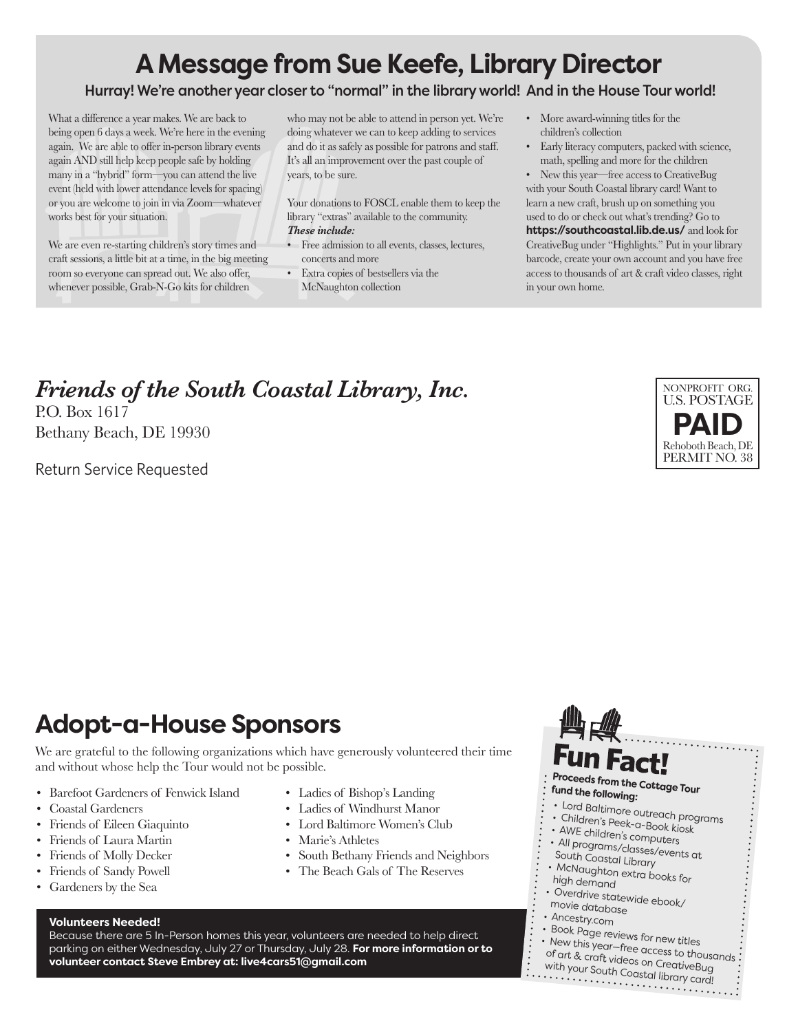# A Message from Sue Keefe, Library Director

**Hurray! We're another year closer to "normal" in the library world! And in the House Tour world!**

What a difference a year makes. We are back to being open 6 days a week. We're here in the evening again. We are able to offer in-person library events again AND still help keep people safe by holding many in a "hybrid" form—you can attend the live event (held with lower attendance levels for spacing) or you are welcome to join in via Zoom—whatever works best for your situation.

We are even re-starting children's story times and craft sessions, a little bit at a time, in the big meeting room so everyone can spread out. We also offer, whenever possible, Grab-N-Go kits for children who may not be able to attend in person yet. We're doing whatever we can to keep adding to services and do it as safely as possible for patrons and staff. It's all an improvement over the past couple of years, to be sure.

Your donations to FOSCL enable them to keep the library "extras" available to the community.

***These include:***

- Free admission to all events, classes, lectures, concerts and more
- Extra copies of bestsellers via the McNaughton collection
- More award-winning titles for the children's collection
- Early literacy computers, packed with science, math, spelling and more for the children
- New this year—free access to CreativeBug with your South Coastal library card! Want to learn a new craft, brush up on something you used to do or check out what's trending? Go to **https://southcoastal.lib.de.us/** and look for CreativeBug under "Highlights." Put in your library barcode, create your own account and you have free access to thousands of art & craft video classes, right in your own home.

***Friends of the South Coastal Library, Inc.***
P.O. Box 1617
Bethany Beach, DE 19930

Return Service Requested

NONPROFIT ORG.
U.S. POSTAGE
**PAID**
Rehoboth Beach, DE
PERMIT NO. 38

## Adopt-a-House Sponsors

We are grateful to the following organizations which have generously volunteered their time and without whose help the Tour would not be possible.

- Barefoot Gardeners of Fenwick Island
- Coastal Gardeners
- Friends of Eileen Giaquinto
- Friends of Laura Martin
- Friends of Molly Decker
- Friends of Sandy Powell
- Gardeners by the Sea
- Ladies of Bishop's Landing
- Ladies of Windhurst Manor
- Lord Baltimore Women's Club
- Marie's Athletes
- South Bethany Friends and Neighbors
- The Beach Gals of The Reserves

**Volunteers Needed!**
Because there are 5 In-Person homes this year, volunteers are needed to help direct parking on either Wednesday, July 27 or Thursday, July 28. **For more information or to volunteer contact Steve Embrey at: live4cars51@gmail.com**

## Fun Fact!

**Proceeds from the Cottage Tour fund the following:**

- Lord Baltimore outreach programs
- Children's Peek-a-Book kiosk
- AWE children's computers
- All programs/classes/events at South Coastal Library
- McNaughton extra books for high demand
- Overdrive statewide ebook/movie database
- Ancestry.com
- Book Page reviews for new titles
- New this year—free access to thousands of art & craft videos on CreativeBug with your South Coastal library card!